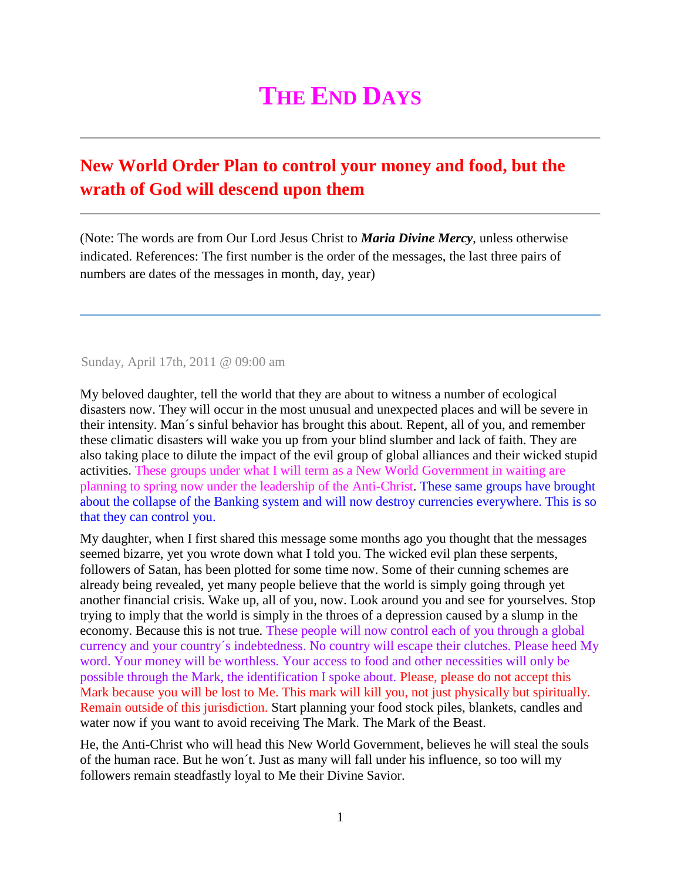# The End Days

## New World Order Plan to control your money and food, but the wrath of God will descend upon them

(Note: The words are from Our Lord Jesus Christ to ***Maria Divine Mercy***, unless otherwise indicated. References: The first number is the order of the messages, the last three pairs of numbers are dates of the messages in month, day, year)

---

Sunday, April 17th, 2011 @ 09:00 am

My beloved daughter, tell the world that they are about to witness a number of ecological disasters now. They will occur in the most unusual and unexpected places and will be severe in their intensity. Man´s sinful behavior has brought this about. Repent, all of you, and remember these climatic disasters will wake you up from your blind slumber and lack of faith. They are also taking place to dilute the impact of the evil group of global alliances and their wicked stupid activities. These groups under what I will term as a New World Government in waiting are planning to spring now under the leadership of the Anti-Christ. These same groups have brought about the collapse of the Banking system and will now destroy currencies everywhere. This is so that they can control you.

My daughter, when I first shared this message some months ago you thought that the messages seemed bizarre, yet you wrote down what I told you. The wicked evil plan these serpents, followers of Satan, has been plotted for some time now. Some of their cunning schemes are already being revealed, yet many people believe that the world is simply going through yet another financial crisis. Wake up, all of you, now. Look around you and see for yourselves. Stop trying to imply that the world is simply in the throes of a depression caused by a slump in the economy. Because this is not true. These people will now control each of you through a global currency and your country´s indebtedness. No country will escape their clutches. Please heed My word. Your money will be worthless. Your access to food and other necessities will only be possible through the Mark, the identification I spoke about. Please, please do not accept this Mark because you will be lost to Me. This mark will kill you, not just physically but spiritually. Remain outside of this jurisdiction. Start planning your food stock piles, blankets, candles and water now if you want to avoid receiving The Mark. The Mark of the Beast.

He, the Anti-Christ who will head this New World Government, believes he will steal the souls of the human race. But he won´t. Just as many will fall under his influence, so too will my followers remain steadfastly loyal to Me their Divine Savior.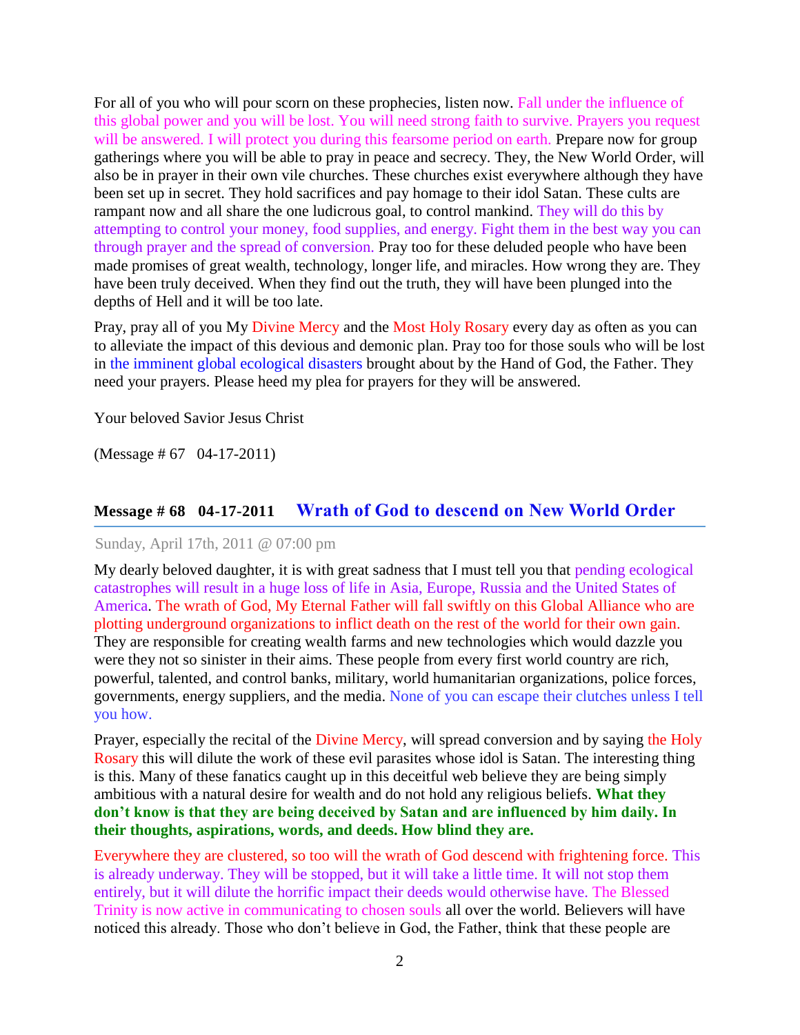For all of you who will pour scorn on these prophecies, listen now. Fall under the influence of this global power and you will be lost. You will need strong faith to survive. Prayers you request will be answered. I will protect you during this fearsome period on earth. Prepare now for group gatherings where you will be able to pray in peace and secrecy. They, the New World Order, will also be in prayer in their own vile churches. These churches exist everywhere although they have been set up in secret. They hold sacrifices and pay homage to their idol Satan. These cults are rampant now and all share the one ludicrous goal, to control mankind. They will do this by attempting to control your money, food supplies, and energy. Fight them in the best way you can through prayer and the spread of conversion. Pray too for these deluded people who have been made promises of great wealth, technology, longer life, and miracles. How wrong they are. They have been truly deceived. When they find out the truth, they will have been plunged into the depths of Hell and it will be too late.

Pray, pray all of you My Divine Mercy and the Most Holy Rosary every day as often as you can to alleviate the impact of this devious and demonic plan. Pray too for those souls who will be lost in the imminent global ecological disasters brought about by the Hand of God, the Father. They need your prayers. Please heed my plea for prayers for they will be answered.

Your beloved Savior Jesus Christ

(Message # 67 04-17-2011)

## Message # 68 04-17-2011 Wrath of God to descend on New World Order

Sunday, April 17th, 2011 @ 07:00 pm

My dearly beloved daughter, it is with great sadness that I must tell you that pending ecological catastrophes will result in a huge loss of life in Asia, Europe, Russia and the United States of America. The wrath of God, My Eternal Father will fall swiftly on this Global Alliance who are plotting underground organizations to inflict death on the rest of the world for their own gain. They are responsible for creating wealth farms and new technologies which would dazzle you were they not so sinister in their aims. These people from every first world country are rich, powerful, talented, and control banks, military, world humanitarian organizations, police forces, governments, energy suppliers, and the media. None of you can escape their clutches unless I tell you how.

Prayer, especially the recital of the Divine Mercy, will spread conversion and by saying the Holy Rosary this will dilute the work of these evil parasites whose idol is Satan. The interesting thing is this. Many of these fanatics caught up in this deceitful web believe they are being simply ambitious with a natural desire for wealth and do not hold any religious beliefs. **What they don't know is that they are being deceived by Satan and are influenced by him daily. In their thoughts, aspirations, words, and deeds. How blind they are.**

Everywhere they are clustered, so too will the wrath of God descend with frightening force. This is already underway. They will be stopped, but it will take a little time. It will not stop them entirely, but it will dilute the horrific impact their deeds would otherwise have. The Blessed Trinity is now active in communicating to chosen souls all over the world. Believers will have noticed this already. Those who don't believe in God, the Father, think that these people are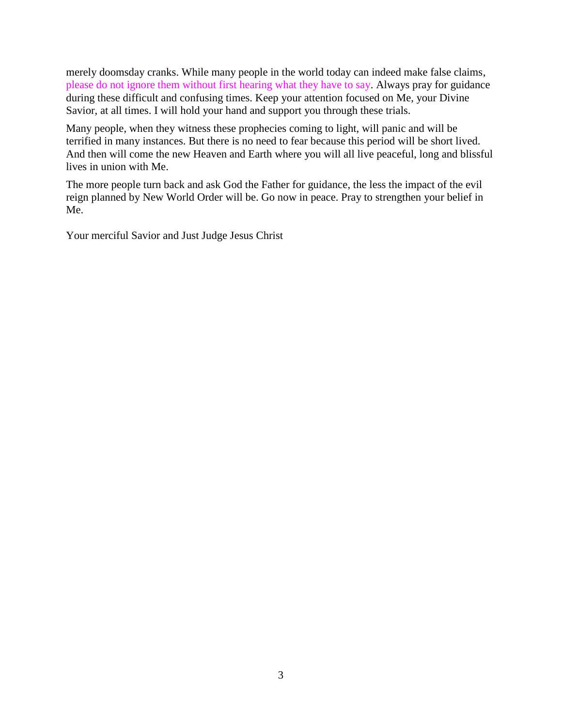merely doomsday cranks. While many people in the world today can indeed make false claims, please do not ignore them without first hearing what they have to say. Always pray for guidance during these difficult and confusing times. Keep your attention focused on Me, your Divine Savior, at all times. I will hold your hand and support you through these trials.

Many people, when they witness these prophecies coming to light, will panic and will be terrified in many instances. But there is no need to fear because this period will be short lived. And then will come the new Heaven and Earth where you will all live peaceful, long and blissful lives in union with Me.

The more people turn back and ask God the Father for guidance, the less the impact of the evil reign planned by New World Order will be. Go now in peace. Pray to strengthen your belief in Me.

Your merciful Savior and Just Judge Jesus Christ